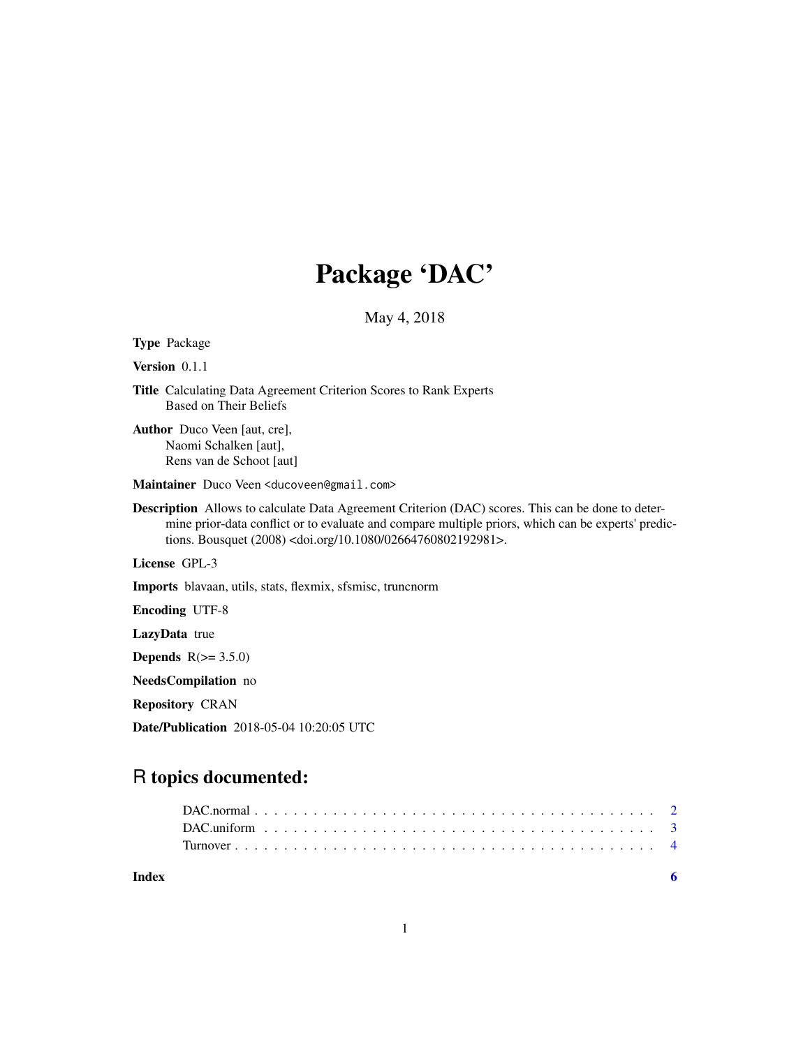# Package 'DAC'

May 4, 2018

**Type** Package

**Version** 0.1.1

**Title** Calculating Data Agreement Criterion Scores to Rank Experts Based on Their Beliefs

**Author** Duco Veen [aut, cre], Naomi Schalken [aut], Rens van de Schoot [aut]

**Maintainer** Duco Veen <ducoveen@gmail.com>

**Description** Allows to calculate Data Agreement Criterion (DAC) scores. This can be done to determine prior-data conflict or to evaluate and compare multiple priors, which can be experts' predictions. Bousquet (2008) <doi.org/10.1080/02664760802192981>.

**License** GPL-3

**Imports** blavaan, utils, stats, flexmix, sfsmisc, truncnorm

**Encoding** UTF-8

**LazyData** true

**Depends** R(>= 3.5.0)

**NeedsCompilation** no

**Repository** CRAN

**Date/Publication** 2018-05-04 10:20:05 UTC

## R topics documented:

- DAC.normal . . . . . . . . . . . . . . . . . . . . . . . . . . . . . . . . . . . . . . . 2
- DAC.uniform . . . . . . . . . . . . . . . . . . . . . . . . . . . . . . . . . . . . . . 3
- Turnover . . . . . . . . . . . . . . . . . . . . . . . . . . . . . . . . . . . . . . . . 4

**Index** **6**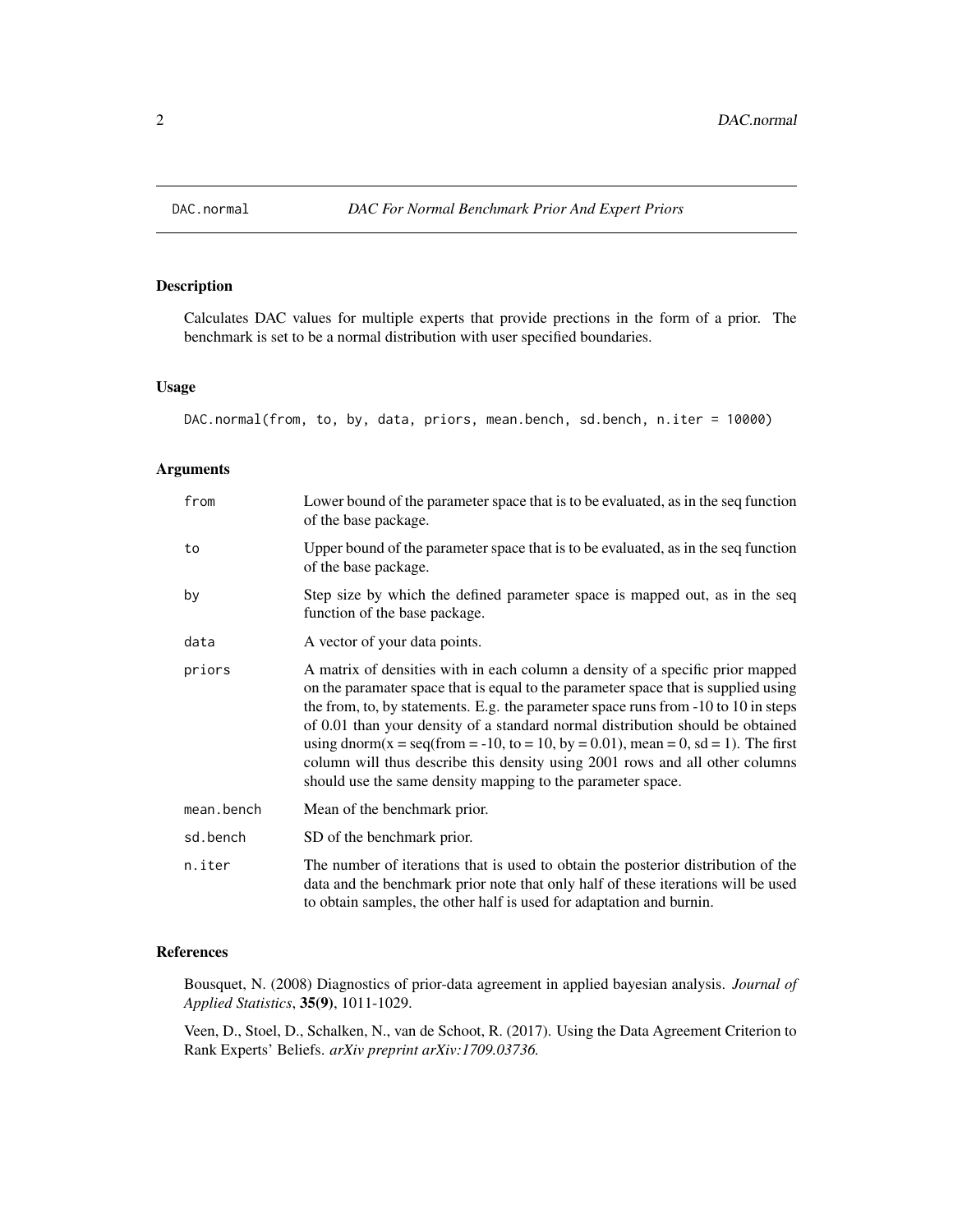# DAC.normal — DAC For Normal Benchmark Prior And Expert Priors

## Description

Calculates DAC values for multiple experts that provide prections in the form of a prior. The benchmark is set to be a normal distribution with user specified boundaries.

## Usage

```
DAC.normal(from, to, by, data, priors, mean.bench, sd.bench, n.iter = 10000)
```

## Arguments

| | |
|---|---|
| `from` | Lower bound of the parameter space that is to be evaluated, as in the seq function of the base package. |
| `to` | Upper bound of the parameter space that is to be evaluated, as in the seq function of the base package. |
| `by` | Step size by which the defined parameter space is mapped out, as in the seq function of the base package. |
| `data` | A vector of your data points. |
| `priors` | A matrix of densities with in each column a density of a specific prior mapped on the paramater space that is equal to the parameter space that is supplied using the from, to, by statements. E.g. the parameter space runs from -10 to 10 in steps of 0.01 than your density of a standard normal distribution should be obtained using dnorm(x = seq(from = -10, to = 10, by = 0.01), mean = 0, sd = 1). The first column will thus describe this density using 2001 rows and all other columns should use the same density mapping to the parameter space. |
| `mean.bench` | Mean of the benchmark prior. |
| `sd.bench` | SD of the benchmark prior. |
| `n.iter` | The number of iterations that is used to obtain the posterior distribution of the data and the benchmark prior note that only half of these iterations will be used to obtain samples, the other half is used for adaptation and burnin. |

## References

Bousquet, N. (2008) Diagnostics of prior-data agreement in applied bayesian analysis. *Journal of Applied Statistics*, **35(9)**, 1011-1029.

Veen, D., Stoel, D., Schalken, N., van de Schoot, R. (2017). Using the Data Agreement Criterion to Rank Experts' Beliefs. *arXiv preprint arXiv:1709.03736.*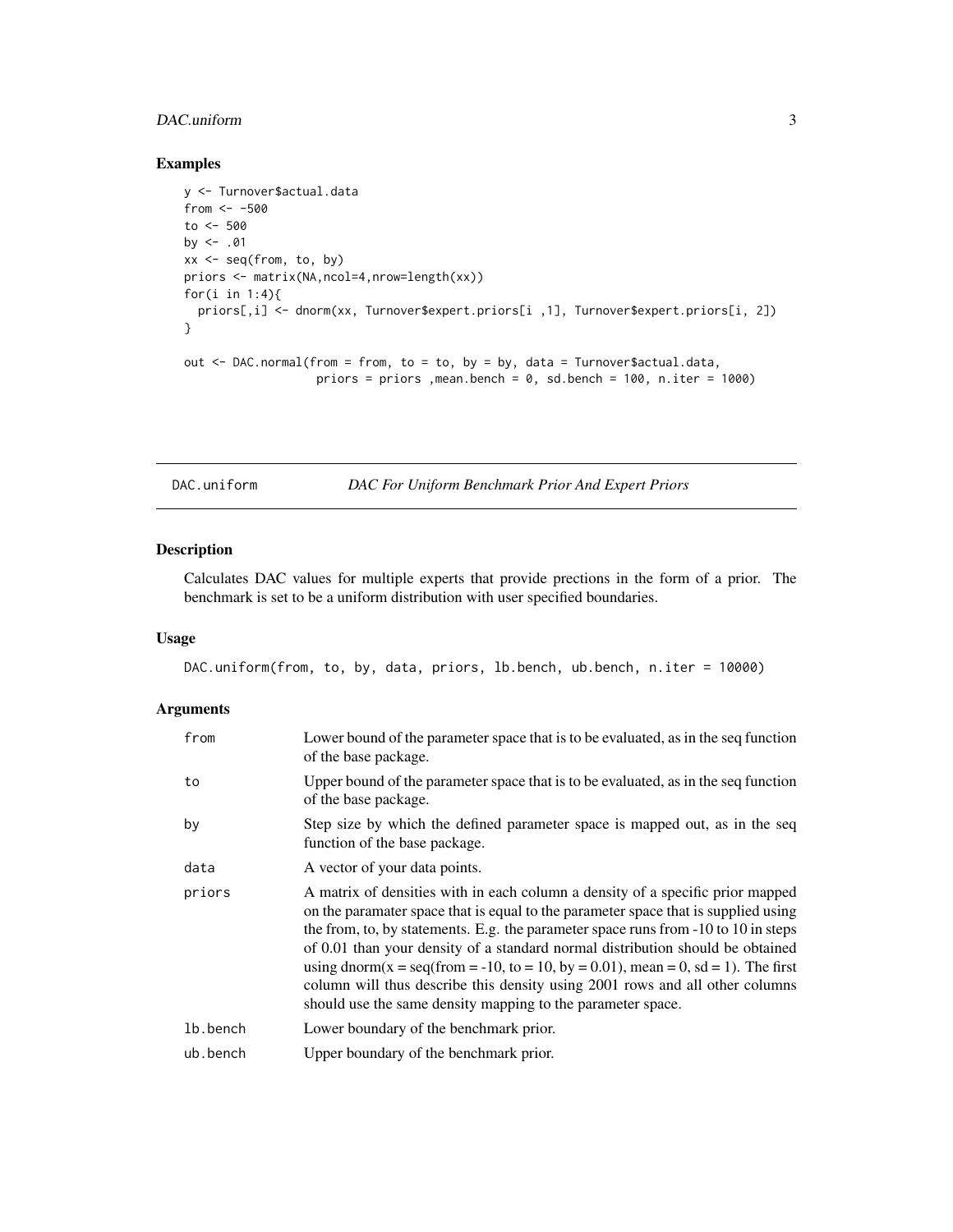## Examples

```
y <- Turnover$actual.data
from <- -500
to <- 500
by <- .01
xx <- seq(from, to, by)
priors <- matrix(NA,ncol=4,nrow=length(xx))
for(i in 1:4){
  priors[,i] <- dnorm(xx, Turnover$expert.priors[i ,1], Turnover$expert.priors[i, 2])
}

out <- DAC.normal(from = from, to = to, by = by, data = Turnover$actual.data,
                  priors = priors ,mean.bench = 0, sd.bench = 100, n.iter = 1000)
```

---

`DAC.uniform` *DAC For Uniform Benchmark Prior And Expert Priors*

---

## Description

Calculates DAC values for multiple experts that provide prections in the form of a prior. The benchmark is set to be a uniform distribution with user specified boundaries.

## Usage

```
DAC.uniform(from, to, by, data, priors, lb.bench, ub.bench, n.iter = 10000)
```

## Arguments

| | |
|---|---|
| `from` | Lower bound of the parameter space that is to be evaluated, as in the seq function of the base package. |
| `to` | Upper bound of the parameter space that is to be evaluated, as in the seq function of the base package. |
| `by` | Step size by which the defined parameter space is mapped out, as in the seq function of the base package. |
| `data` | A vector of your data points. |
| `priors` | A matrix of densities with in each column a density of a specific prior mapped on the paramater space that is equal to the parameter space that is supplied using the from, to, by statements. E.g. the parameter space runs from -10 to 10 in steps of 0.01 than your density of a standard normal distribution should be obtained using dnorm(x = seq(from = -10, to = 10, by = 0.01), mean = 0, sd = 1). The first column will thus describe this density using 2001 rows and all other columns should use the same density mapping to the parameter space. |
| `lb.bench` | Lower boundary of the benchmark prior. |
| `ub.bench` | Upper boundary of the benchmark prior. |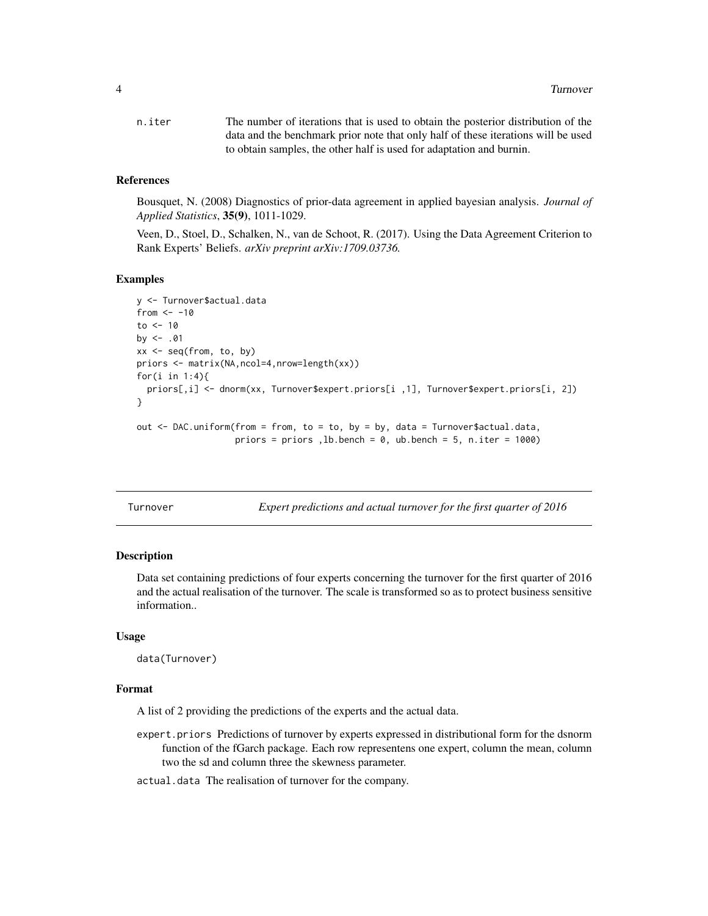n.iter The number of iterations that is used to obtain the posterior distribution of the data and the benchmark prior note that only half of these iterations will be used to obtain samples, the other half is used for adaptation and burnin.

### References

Bousquet, N. (2008) Diagnostics of prior-data agreement in applied bayesian analysis. *Journal of Applied Statistics*, **35(9)**, 1011-1029.

Veen, D., Stoel, D., Schalken, N., van de Schoot, R. (2017). Using the Data Agreement Criterion to Rank Experts' Beliefs. *arXiv preprint arXiv:1709.03736.*

### Examples

```
y <- Turnover$actual.data
from <- -10
to <- 10
by <- .01
xx <- seq(from, to, by)
priors <- matrix(NA,ncol=4,nrow=length(xx))
for(i in 1:4){
  priors[,i] <- dnorm(xx, Turnover$expert.priors[i ,1], Turnover$expert.priors[i, 2])
}

out <- DAC.uniform(from = from, to = to, by = by, data = Turnover$actual.data,
                   priors = priors ,lb.bench = 0, ub.bench = 5, n.iter = 1000)
```

## Turnover *Expert predictions and actual turnover for the first quarter of 2016*

### Description

Data set containing predictions of four experts concerning the turnover for the first quarter of 2016 and the actual realisation of the turnover. The scale is transformed so as to protect business sensitive information..

### Usage

```
data(Turnover)
```

### Format

A list of 2 providing the predictions of the experts and the actual data.

expert.priors Predictions of turnover by experts expressed in distributional form for the dsnorm function of the fGarch package. Each row representens one expert, column the mean, column two the sd and column three the skewness parameter.

actual.data The realisation of turnover for the company.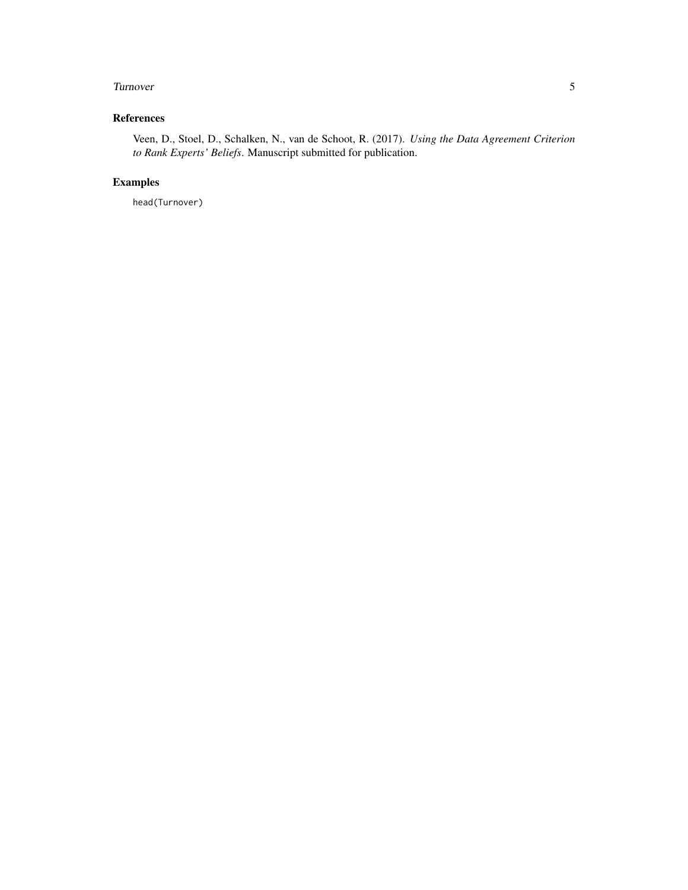## References

Veen, D., Stoel, D., Schalken, N., van de Schoot, R. (2017). *Using the Data Agreement Criterion to Rank Experts' Beliefs*. Manuscript submitted for publication.

## Examples

```
head(Turnover)
```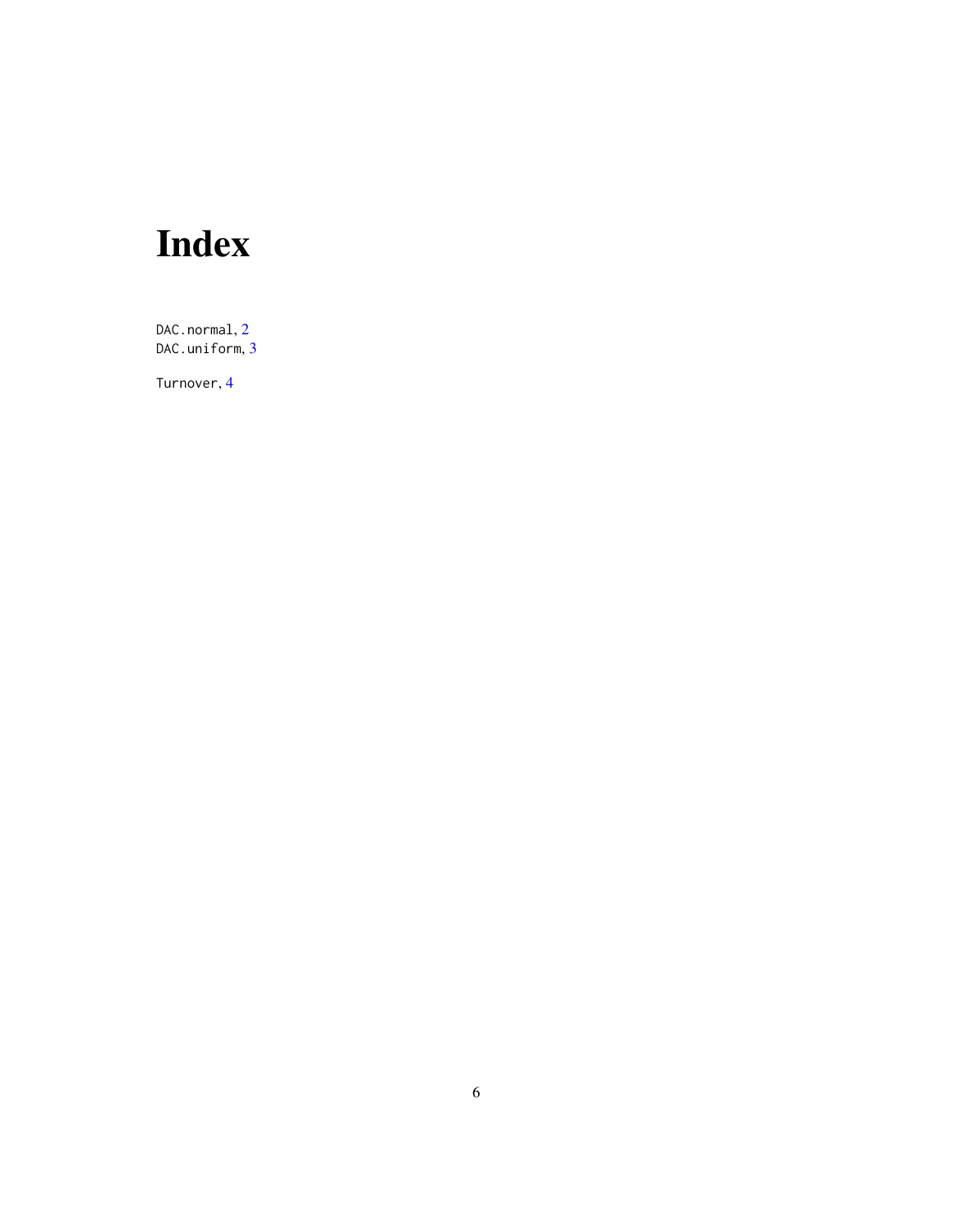# Index

DAC.normal, 2
DAC.uniform, 3

Turnover, 4